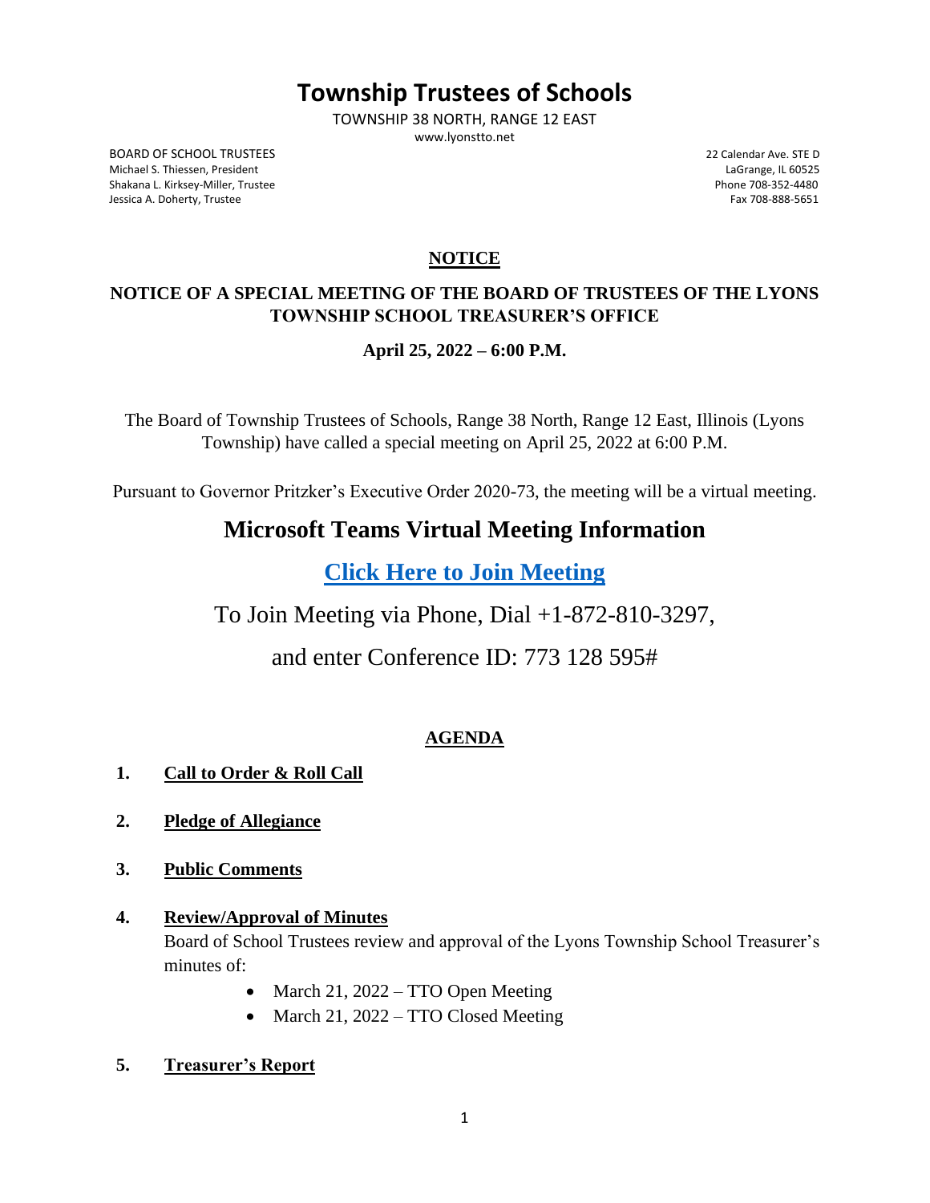# Township Trustees of Schools

TOWNSHIP 38 NORTH, RANGE 12 EAST

www.lyonstto.net

BOARD OF SCHOOL TRUSTEES
Michael S. Thiessen, President
Shakana L. Kirksey-Miller, Trustee
Jessica A. Doherty, Trustee

22 Calendar Ave. STE D
LaGrange, IL 60525
Phone 708-352-4480
Fax 708-888-5651

**NOTICE**

**NOTICE OF A SPECIAL MEETING OF THE BOARD OF TRUSTEES OF THE LYONS TOWNSHIP SCHOOL TREASURER'S OFFICE**

**April 25, 2022 – 6:00 P.M.**

The Board of Township Trustees of Schools, Range 38 North, Range 12 East, Illinois (Lyons Township) have called a special meeting on April 25, 2022 at 6:00 P.M.

Pursuant to Governor Pritzker's Executive Order 2020-73, the meeting will be a virtual meeting.

## Microsoft Teams Virtual Meeting Information

**Click Here to Join Meeting**

To Join Meeting via Phone, Dial +1-872-810-3297,

and enter Conference ID: 773 128 595#

**AGENDA**

1. **Call to Order & Roll Call**

2. **Pledge of Allegiance**

3. **Public Comments**

4. **Review/Approval of Minutes**
   Board of School Trustees review and approval of the Lyons Township School Treasurer's minutes of:
   - March 21, 2022 – TTO Open Meeting
   - March 21, 2022 – TTO Closed Meeting

5. **Treasurer's Report**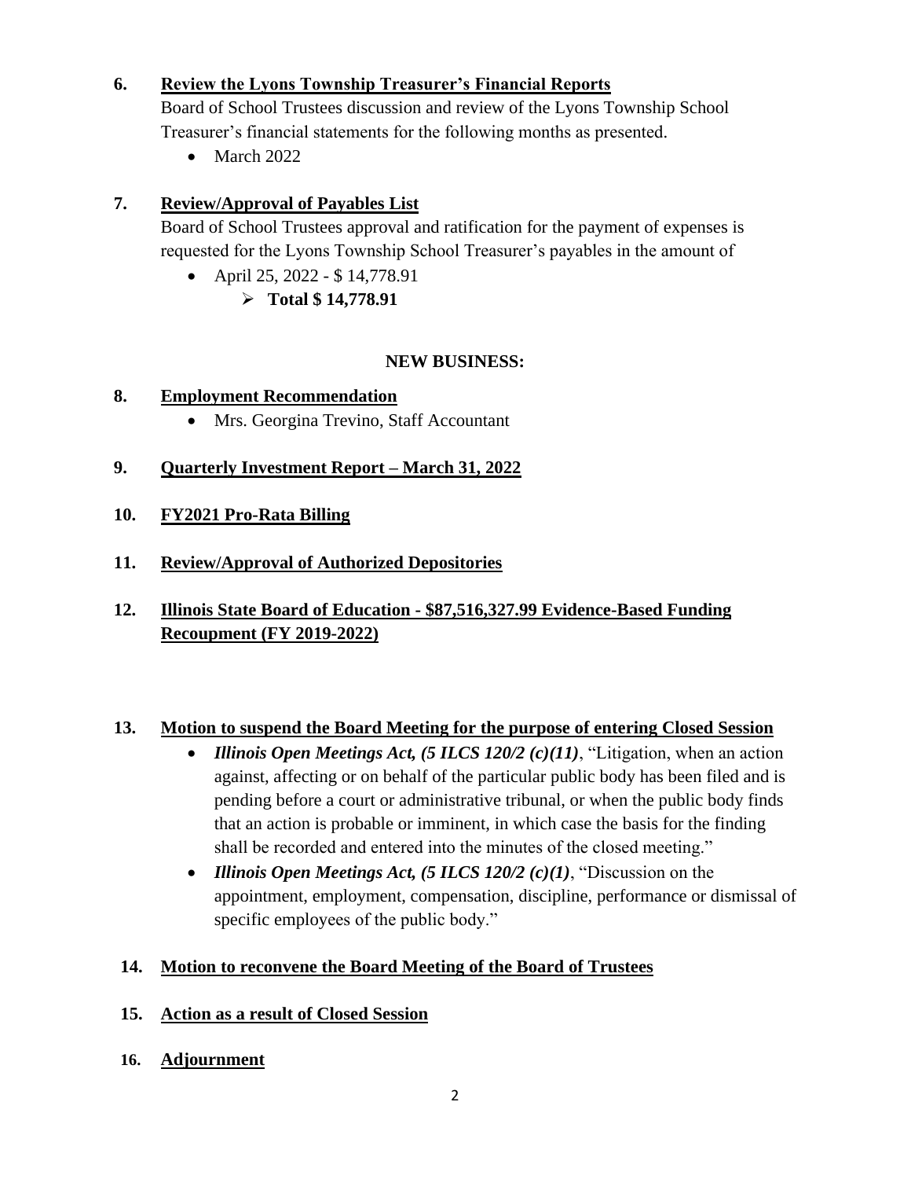**6. Review the Lyons Township Treasurer's Financial Reports**

Board of School Trustees discussion and review of the Lyons Township School Treasurer's financial statements for the following months as presented.

- March 2022

**7. Review/Approval of Payables List**

Board of School Trustees approval and ratification for the payment of expenses is requested for the Lyons Township School Treasurer's payables in the amount of

- April 25, 2022 - $ 14,778.91
  - **Total $ 14,778.91**

**NEW BUSINESS:**

**8. Employment Recommendation**

- Mrs. Georgina Trevino, Staff Accountant

**9. Quarterly Investment Report – March 31, 2022**

**10. FY2021 Pro-Rata Billing**

**11. Review/Approval of Authorized Depositories**

**12. Illinois State Board of Education - $87,516,327.99 Evidence-Based Funding Recoupment (FY 2019-2022)**

**13. Motion to suspend the Board Meeting for the purpose of entering Closed Session**

- ***Illinois Open Meetings Act, (5 ILCS 120/2 (c)(11)***, "Litigation, when an action against, affecting or on behalf of the particular public body has been filed and is pending before a court or administrative tribunal, or when the public body finds that an action is probable or imminent, in which case the basis for the finding shall be recorded and entered into the minutes of the closed meeting."
- ***Illinois Open Meetings Act, (5 ILCS 120/2 (c)(1)***, "Discussion on the appointment, employment, compensation, discipline, performance or dismissal of specific employees of the public body."

**14. Motion to reconvene the Board Meeting of the Board of Trustees**

**15. Action as a result of Closed Session**

**16. Adjournment**